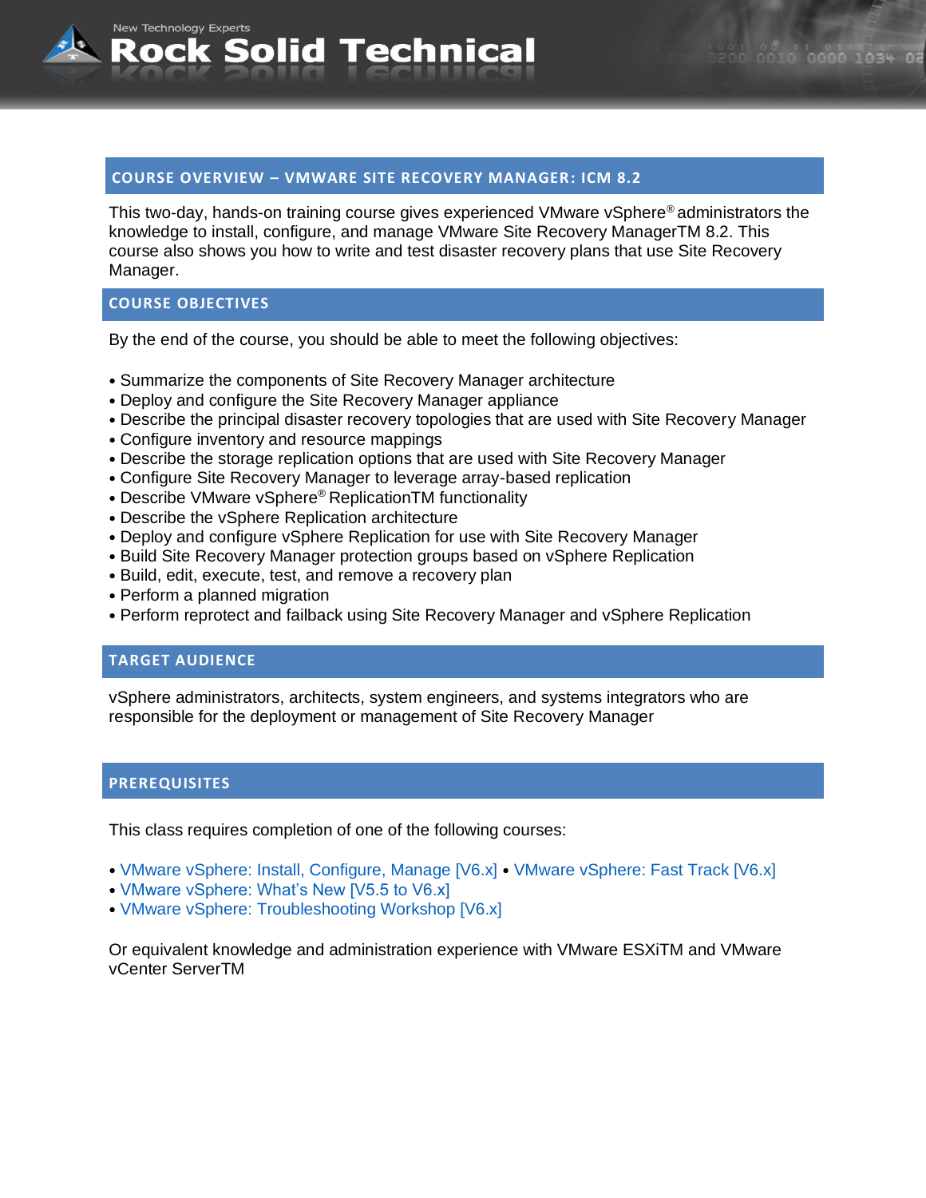## COURSE OVERVIEW – VMWARE SITE RECOVERY MANAGER: ICM 8.2

This two-day, hands-on training course gives experienced VMware vSphere® administrators the knowledge to install, configure, and manage VMware Site Recovery ManagerTM 8.2. This course also shows you how to write and test disaster recovery plans that use Site Recovery Manager.

## COURSE OBJECTIVES

By the end of the course, you should be able to meet the following objectives:

- Summarize the components of Site Recovery Manager architecture
- Deploy and configure the Site Recovery Manager appliance
- Describe the principal disaster recovery topologies that are used with Site Recovery Manager
- Configure inventory and resource mappings
- Describe the storage replication options that are used with Site Recovery Manager
- Configure Site Recovery Manager to leverage array-based replication
- Describe VMware vSphere® ReplicationTM functionality
- Describe the vSphere Replication architecture
- Deploy and configure vSphere Replication for use with Site Recovery Manager
- Build Site Recovery Manager protection groups based on vSphere Replication
- Build, edit, execute, test, and remove a recovery plan
- Perform a planned migration
- Perform reprotect and failback using Site Recovery Manager and vSphere Replication

## TARGET AUDIENCE

vSphere administrators, architects, system engineers, and systems integrators who are responsible for the deployment or management of Site Recovery Manager

## PREREQUISITES

This class requires completion of one of the following courses:

- VMware vSphere: Install, Configure, Manage [V6.x] • VMware vSphere: Fast Track [V6.x]
- VMware vSphere: What's New [V5.5 to V6.x]
- VMware vSphere: Troubleshooting Workshop [V6.x]

Or equivalent knowledge and administration experience with VMware ESXiTM and VMware vCenter ServerTM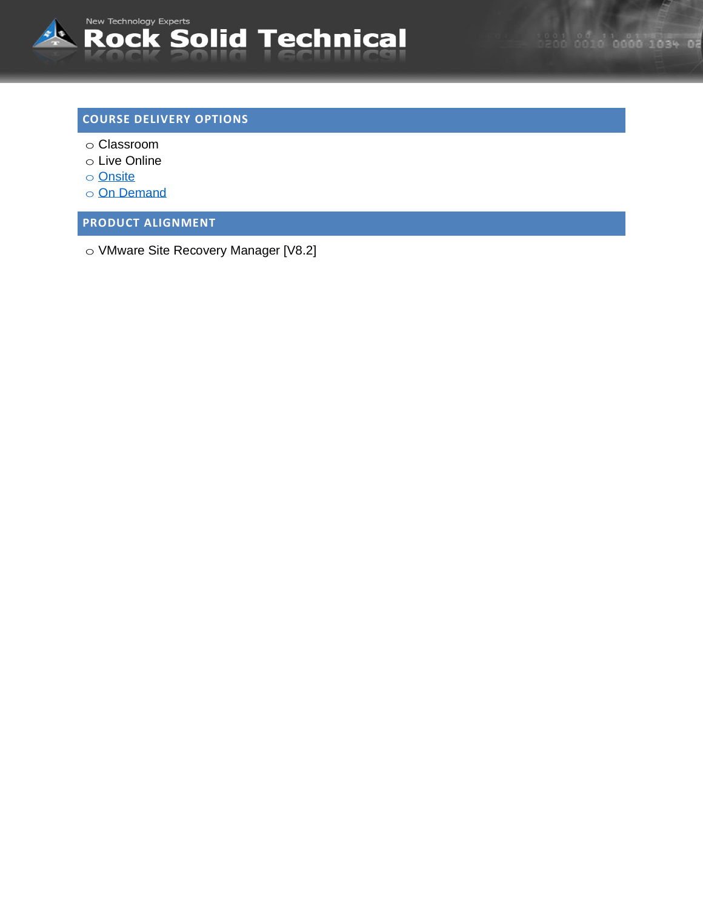## COURSE DELIVERY OPTIONS

- Classroom
- Live Online
- Onsite
- On Demand

## PRODUCT ALIGNMENT

- VMware Site Recovery Manager [V8.2]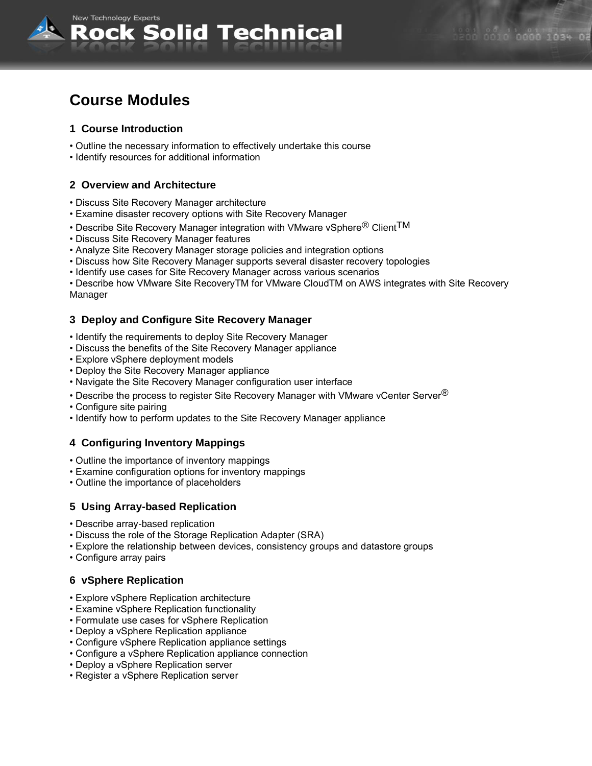## Course Modules

### 1 Course Introduction

- Outline the necessary information to effectively undertake this course
- Identify resources for additional information

### 2 Overview and Architecture

- Discuss Site Recovery Manager architecture
- Examine disaster recovery options with Site Recovery Manager
- Describe Site Recovery Manager integration with VMware vSphere® Client™
- Discuss Site Recovery Manager features
- Analyze Site Recovery Manager storage policies and integration options
- Discuss how Site Recovery Manager supports several disaster recovery topologies
- Identify use cases for Site Recovery Manager across various scenarios
- Describe how VMware Site RecoveryTM for VMware CloudTM on AWS integrates with Site Recovery Manager

### 3 Deploy and Configure Site Recovery Manager

- Identify the requirements to deploy Site Recovery Manager
- Discuss the benefits of the Site Recovery Manager appliance
- Explore vSphere deployment models
- Deploy the Site Recovery Manager appliance
- Navigate the Site Recovery Manager configuration user interface
- Describe the process to register Site Recovery Manager with VMware vCenter Server®
- Configure site pairing
- Identify how to perform updates to the Site Recovery Manager appliance

### 4 Configuring Inventory Mappings

- Outline the importance of inventory mappings
- Examine configuration options for inventory mappings
- Outline the importance of placeholders

### 5 Using Array-based Replication

- Describe array-based replication
- Discuss the role of the Storage Replication Adapter (SRA)
- Explore the relationship between devices, consistency groups and datastore groups
- Configure array pairs

### 6 vSphere Replication

- Explore vSphere Replication architecture
- Examine vSphere Replication functionality
- Formulate use cases for vSphere Replication
- Deploy a vSphere Replication appliance
- Configure vSphere Replication appliance settings
- Configure a vSphere Replication appliance connection
- Deploy a vSphere Replication server
- Register a vSphere Replication server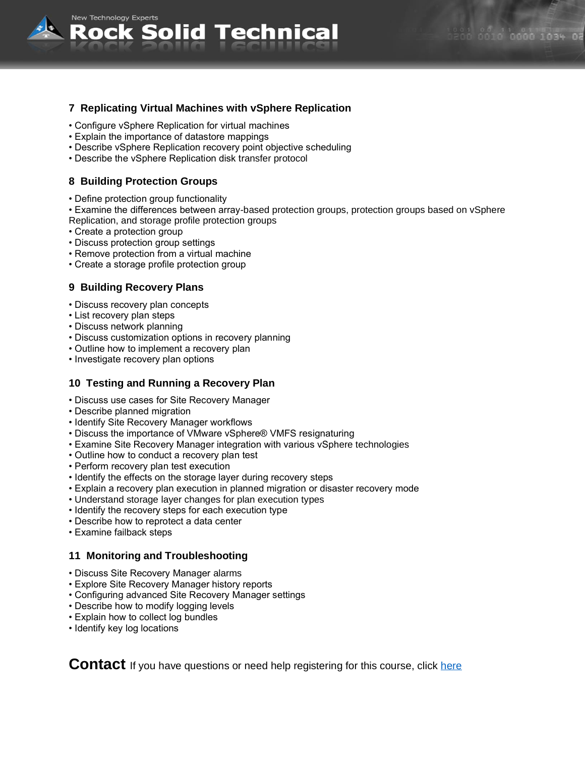## 7 Replicating Virtual Machines with vSphere Replication

- Configure vSphere Replication for virtual machines
- Explain the importance of datastore mappings
- Describe vSphere Replication recovery point objective scheduling
- Describe the vSphere Replication disk transfer protocol

## 8 Building Protection Groups

- Define protection group functionality
- Examine the differences between array-based protection groups, protection groups based on vSphere Replication, and storage profile protection groups
- Create a protection group
- Discuss protection group settings
- Remove protection from a virtual machine
- Create a storage profile protection group

## 9 Building Recovery Plans

- Discuss recovery plan concepts
- List recovery plan steps
- Discuss network planning
- Discuss customization options in recovery planning
- Outline how to implement a recovery plan
- Investigate recovery plan options

## 10 Testing and Running a Recovery Plan

- Discuss use cases for Site Recovery Manager
- Describe planned migration
- Identify Site Recovery Manager workflows
- Discuss the importance of VMware vSphere® VMFS resignaturing
- Examine Site Recovery Manager integration with various vSphere technologies
- Outline how to conduct a recovery plan test
- Perform recovery plan test execution
- Identify the effects on the storage layer during recovery steps
- Explain a recovery plan execution in planned migration or disaster recovery mode
- Understand storage layer changes for plan execution types
- Identify the recovery steps for each execution type
- Describe how to reprotect a data center
- Examine failback steps

## 11 Monitoring and Troubleshooting

- Discuss Site Recovery Manager alarms
- Explore Site Recovery Manager history reports
- Configuring advanced Site Recovery Manager settings
- Describe how to modify logging levels
- Explain how to collect log bundles
- Identify key log locations

**Contact** If you have questions or need help registering for this course, click here